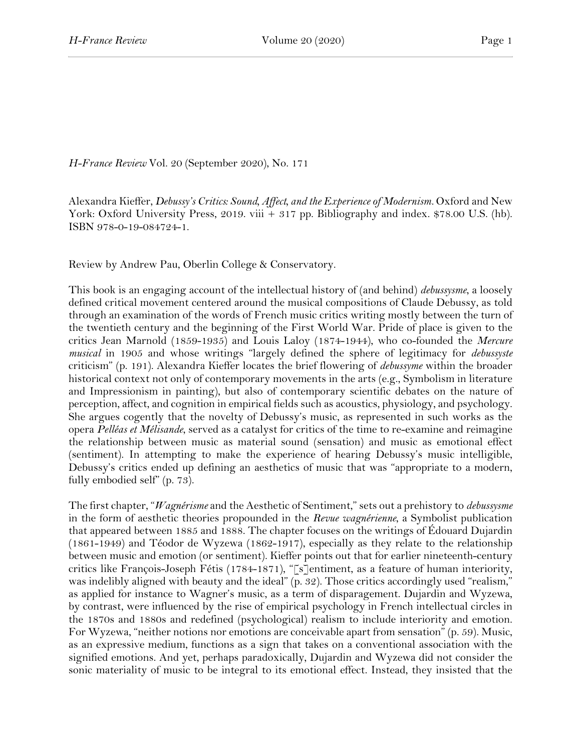*H-France Review* Vol. 20 (September 2020), No. 171

Alexandra Kieffer, *Debussy's Critics: Sound, Affect, and the Experience of Modernism*. Oxford and New York: Oxford University Press, 2019. viii + 317 pp. Bibliography and index. $78.00 U.S. (hb). ISBN 978-0-19-084724-1.

Review by Andrew Pau, Oberlin College & Conservatory.

This book is an engaging account of the intellectual history of (and behind) *debussysme*, a loosely defined critical movement centered around the musical compositions of Claude Debussy, as told through an examination of the words of French music critics writing mostly between the turn of the twentieth century and the beginning of the First World War. Pride of place is given to the critics Jean Marnold (1859-1935) and Louis Laloy (1874-1944), who co-founded the *Mercure musical* in 1905 and whose writings "largely defined the sphere of legitimacy for *debussyste* criticism" (p. 191). Alexandra Kieffer locates the brief flowering of *debussyme* within the broader historical context not only of contemporary movements in the arts (e.g., Symbolism in literature and Impressionism in painting), but also of contemporary scientific debates on the nature of perception, affect, and cognition in empirical fields such as acoustics, physiology, and psychology. She argues cogently that the novelty of Debussy's music, as represented in such works as the opera *Pelléas et Mélisande*, served as a catalyst for critics of the time to re-examine and reimagine the relationship between music as material sound (sensation) and music as emotional effect (sentiment). In attempting to make the experience of hearing Debussy's music intelligible, Debussy's critics ended up defining an aesthetics of music that was "appropriate to a modern, fully embodied self" (p. 73).

The first chapter, "*Wagnérisme* and the Aesthetic of Sentiment," sets out a prehistory to *debussysme* in the form of aesthetic theories propounded in the *Revue wagnérienne*, a Symbolist publication that appeared between 1885 and 1888. The chapter focuses on the writings of Édouard Dujardin (1861-1949) and Téodor de Wyzewa (1862-1917), especially as they relate to the relationship between music and emotion (or sentiment). Kieffer points out that for earlier nineteenth-century critics like François-Joseph Fétis (1784-1871), "[s]entiment, as a feature of human interiority, was indelibly aligned with beauty and the ideal" (p. 32). Those critics accordingly used "realism," as applied for instance to Wagner's music, as a term of disparagement. Dujardin and Wyzewa, by contrast, were influenced by the rise of empirical psychology in French intellectual circles in the 1870s and 1880s and redefined (psychological) realism to include interiority and emotion. For Wyzewa, "neither notions nor emotions are conceivable apart from sensation" (p. 59). Music, as an expressive medium, functions as a sign that takes on a conventional association with the signified emotions. And yet, perhaps paradoxically, Dujardin and Wyzewa did not consider the sonic materiality of music to be integral to its emotional effect. Instead, they insisted that the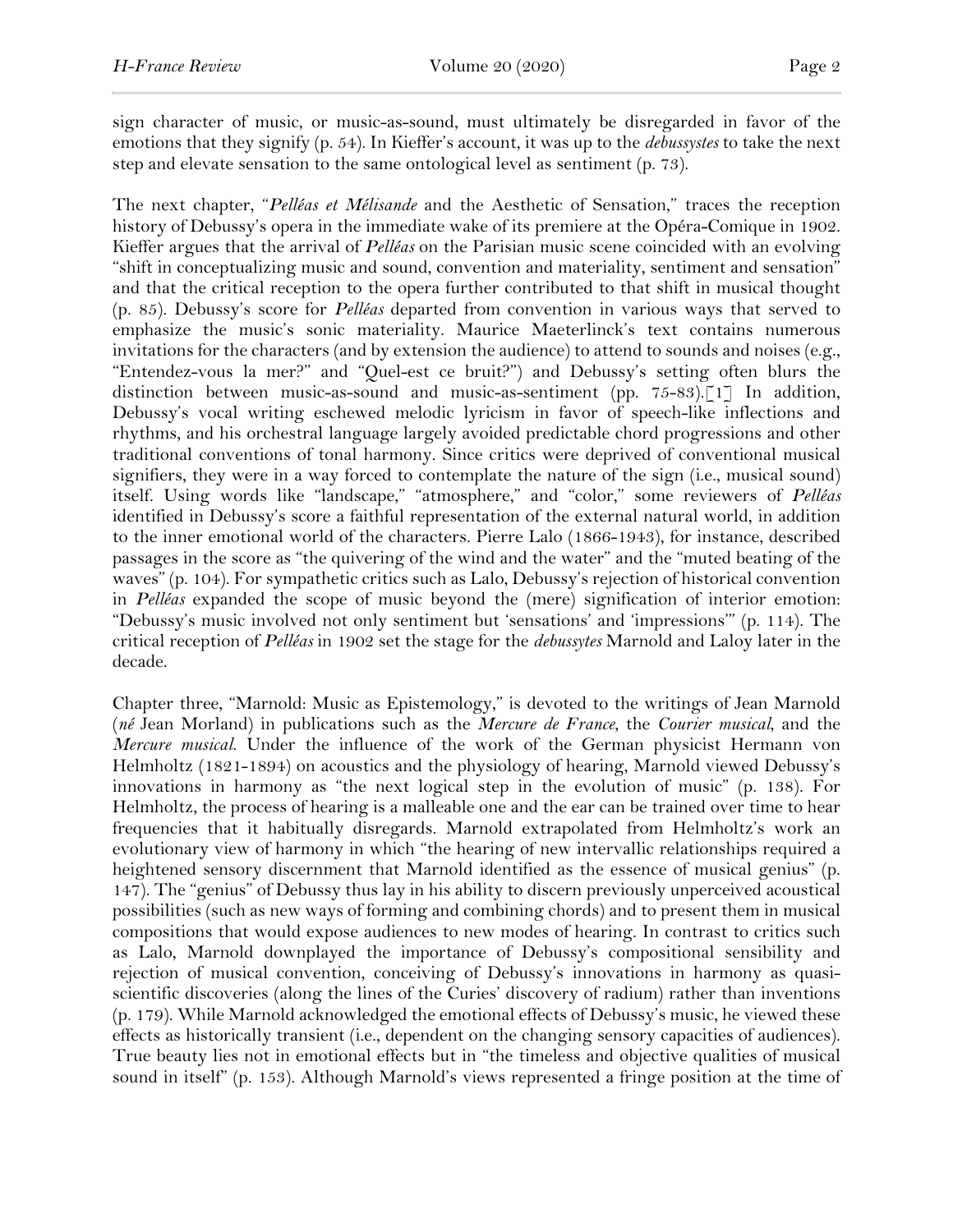sign character of music, or music-as-sound, must ultimately be disregarded in favor of the emotions that they signify (p. 54). In Kieffer's account, it was up to the *debussystes* to take the next step and elevate sensation to the same ontological level as sentiment (p. 73).

The next chapter, "*Pelléas et Mélisande* and the Aesthetic of Sensation," traces the reception history of Debussy's opera in the immediate wake of its premiere at the Opéra-Comique in 1902. Kieffer argues that the arrival of *Pelléas* on the Parisian music scene coincided with an evolving "shift in conceptualizing music and sound, convention and materiality, sentiment and sensation" and that the critical reception to the opera further contributed to that shift in musical thought (p. 85). Debussy's score for *Pelléas* departed from convention in various ways that served to emphasize the music's sonic materiality. Maurice Maeterlinck's text contains numerous invitations for the characters (and by extension the audience) to attend to sounds and noises (e.g., "Entendez-vous la mer?" and "Quel-est ce bruit?") and Debussy's setting often blurs the distinction between music-as-sound and music-as-sentiment (pp. 75-83).[1] In addition, Debussy's vocal writing eschewed melodic lyricism in favor of speech-like inflections and rhythms, and his orchestral language largely avoided predictable chord progressions and other traditional conventions of tonal harmony. Since critics were deprived of conventional musical signifiers, they were in a way forced to contemplate the nature of the sign (i.e., musical sound) itself. Using words like "landscape," "atmosphere," and "color," some reviewers of *Pelléas* identified in Debussy's score a faithful representation of the external natural world, in addition to the inner emotional world of the characters. Pierre Lalo (1866-1943), for instance, described passages in the score as "the quivering of the wind and the water" and the "muted beating of the waves" (p. 104). For sympathetic critics such as Lalo, Debussy's rejection of historical convention in *Pelléas* expanded the scope of music beyond the (mere) signification of interior emotion: "Debussy's music involved not only sentiment but 'sensations' and 'impressions'" (p. 114). The critical reception of *Pelléas* in 1902 set the stage for the *debussytes* Marnold and Laloy later in the decade.

Chapter three, "Marnold: Music as Epistemology," is devoted to the writings of Jean Marnold (*né* Jean Morland) in publications such as the *Mercure de France*, the *Courier musical*, and the *Mercure musical*. Under the influence of the work of the German physicist Hermann von Helmholtz (1821-1894) on acoustics and the physiology of hearing, Marnold viewed Debussy's innovations in harmony as "the next logical step in the evolution of music" (p. 138). For Helmholtz, the process of hearing is a malleable one and the ear can be trained over time to hear frequencies that it habitually disregards. Marnold extrapolated from Helmholtz's work an evolutionary view of harmony in which "the hearing of new intervallic relationships required a heightened sensory discernment that Marnold identified as the essence of musical genius" (p. 147). The "genius" of Debussy thus lay in his ability to discern previously unperceived acoustical possibilities (such as new ways of forming and combining chords) and to present them in musical compositions that would expose audiences to new modes of hearing. In contrast to critics such as Lalo, Marnold downplayed the importance of Debussy's compositional sensibility and rejection of musical convention, conceiving of Debussy's innovations in harmony as quasi-scientific discoveries (along the lines of the Curies' discovery of radium) rather than inventions (p. 179). While Marnold acknowledged the emotional effects of Debussy's music, he viewed these effects as historically transient (i.e., dependent on the changing sensory capacities of audiences). True beauty lies not in emotional effects but in "the timeless and objective qualities of musical sound in itself" (p. 153). Although Marnold's views represented a fringe position at the time of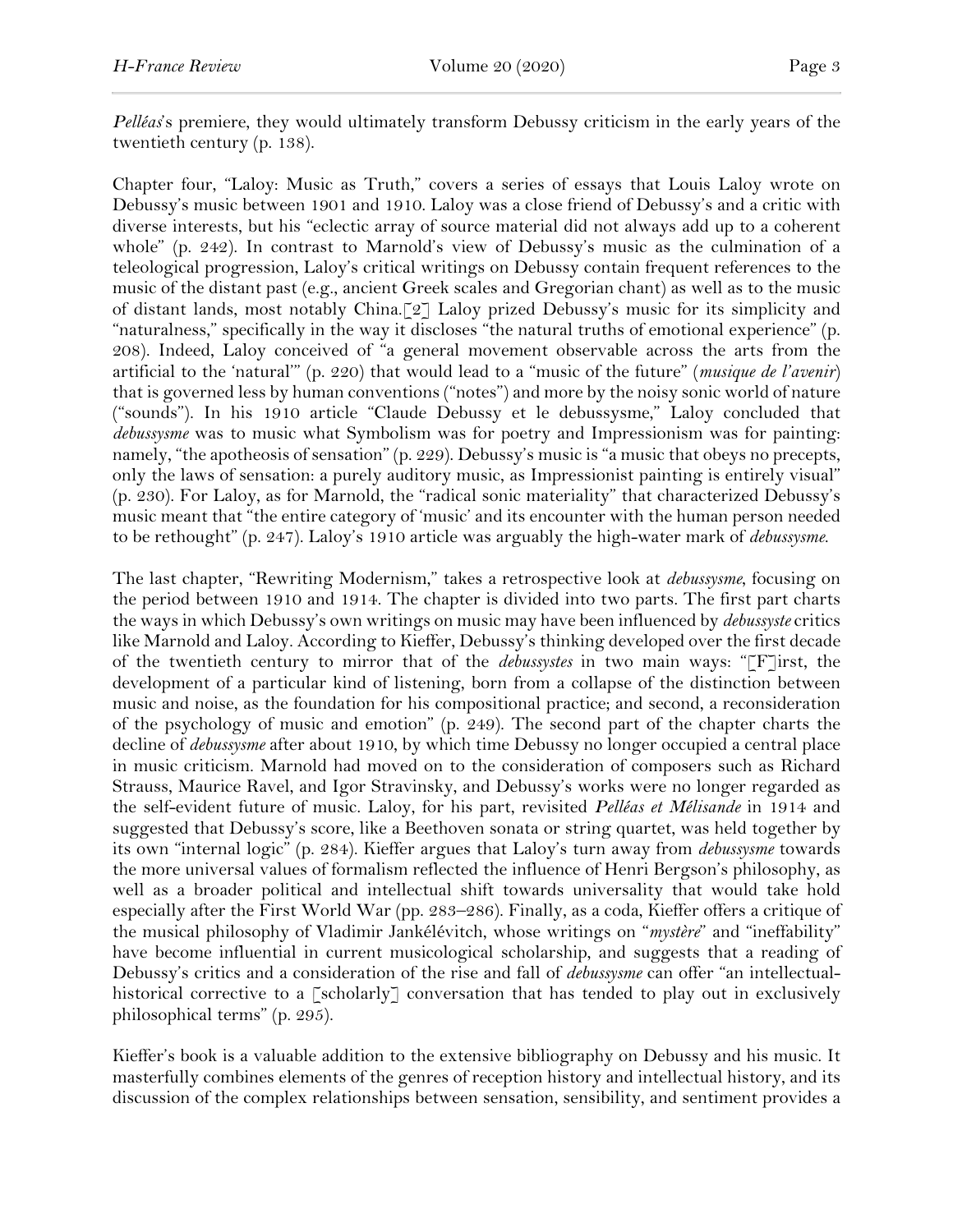*Pelléas*'s premiere, they would ultimately transform Debussy criticism in the early years of the twentieth century (p. 138).

Chapter four, "Laloy: Music as Truth," covers a series of essays that Louis Laloy wrote on Debussy's music between 1901 and 1910. Laloy was a close friend of Debussy's and a critic with diverse interests, but his "eclectic array of source material did not always add up to a coherent whole" (p. 242). In contrast to Marnold's view of Debussy's music as the culmination of a teleological progression, Laloy's critical writings on Debussy contain frequent references to the music of the distant past (e.g., ancient Greek scales and Gregorian chant) as well as to the music of distant lands, most notably China.[2] Laloy prized Debussy's music for its simplicity and "naturalness," specifically in the way it discloses "the natural truths of emotional experience" (p. 208). Indeed, Laloy conceived of "a general movement observable across the arts from the artificial to the 'natural'" (p. 220) that would lead to a "music of the future" (*musique de l'avenir*) that is governed less by human conventions ("notes") and more by the noisy sonic world of nature ("sounds"). In his 1910 article "Claude Debussy et le debussysme," Laloy concluded that *debussysme* was to music what Symbolism was for poetry and Impressionism was for painting: namely, "the apotheosis of sensation" (p. 229). Debussy's music is "a music that obeys no precepts, only the laws of sensation: a purely auditory music, as Impressionist painting is entirely visual" (p. 230). For Laloy, as for Marnold, the "radical sonic materiality" that characterized Debussy's music meant that "the entire category of 'music' and its encounter with the human person needed to be rethought" (p. 247). Laloy's 1910 article was arguably the high-water mark of *debussysme*.

The last chapter, "Rewriting Modernism," takes a retrospective look at *debussysme*, focusing on the period between 1910 and 1914. The chapter is divided into two parts. The first part charts the ways in which Debussy's own writings on music may have been influenced by *debussyste* critics like Marnold and Laloy. According to Kieffer, Debussy's thinking developed over the first decade of the twentieth century to mirror that of the *debussystes* in two main ways: "[F]irst, the development of a particular kind of listening, born from a collapse of the distinction between music and noise, as the foundation for his compositional practice; and second, a reconsideration of the psychology of music and emotion" (p. 249). The second part of the chapter charts the decline of *debussysme* after about 1910, by which time Debussy no longer occupied a central place in music criticism. Marnold had moved on to the consideration of composers such as Richard Strauss, Maurice Ravel, and Igor Stravinsky, and Debussy's works were no longer regarded as the self-evident future of music. Laloy, for his part, revisited *Pelléas et Mélisande* in 1914 and suggested that Debussy's score, like a Beethoven sonata or string quartet, was held together by its own "internal logic" (p. 284). Kieffer argues that Laloy's turn away from *debussysme* towards the more universal values of formalism reflected the influence of Henri Bergson's philosophy, as well as a broader political and intellectual shift towards universality that would take hold especially after the First World War (pp. 283–286). Finally, as a coda, Kieffer offers a critique of the musical philosophy of Vladimir Jankélévitch, whose writings on "*mystère*" and "ineffability" have become influential in current musicological scholarship, and suggests that a reading of Debussy's critics and a consideration of the rise and fall of *debussysme* can offer "an intellectual-historical corrective to a [scholarly] conversation that has tended to play out in exclusively philosophical terms" (p. 295).

Kieffer's book is a valuable addition to the extensive bibliography on Debussy and his music. It masterfully combines elements of the genres of reception history and intellectual history, and its discussion of the complex relationships between sensation, sensibility, and sentiment provides a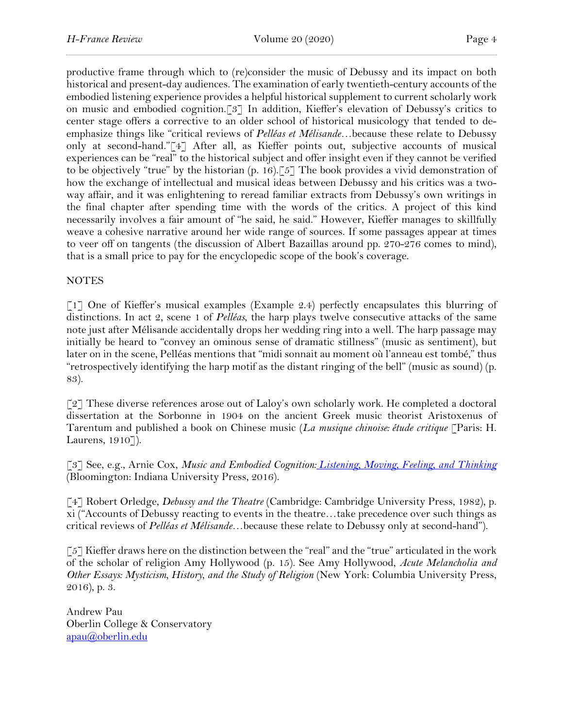productive frame through which to (re)consider the music of Debussy and its impact on both historical and present-day audiences. The examination of early twentieth-century accounts of the embodied listening experience provides a helpful historical supplement to current scholarly work on music and embodied cognition.[3] In addition, Kieffer's elevation of Debussy's critics to center stage offers a corrective to an older school of historical musicology that tended to de-emphasize things like "critical reviews of *Pelléas et Mélisande*…because these relate to Debussy only at second-hand."[4] After all, as Kieffer points out, subjective accounts of musical experiences can be "real" to the historical subject and offer insight even if they cannot be verified to be objectively "true" by the historian (p. 16).[5] The book provides a vivid demonstration of how the exchange of intellectual and musical ideas between Debussy and his critics was a two-way affair, and it was enlightening to reread familiar extracts from Debussy's own writings in the final chapter after spending time with the words of the critics. A project of this kind necessarily involves a fair amount of "he said, he said." However, Kieffer manages to skillfully weave a cohesive narrative around her wide range of sources. If some passages appear at times to veer off on tangents (the discussion of Albert Bazaillas around pp. 270-276 comes to mind), that is a small price to pay for the encyclopedic scope of the book's coverage.

NOTES

[1] One of Kieffer's musical examples (Example 2.4) perfectly encapsulates this blurring of distinctions. In act 2, scene 1 of *Pelléas*, the harp plays twelve consecutive attacks of the same note just after Mélisande accidentally drops her wedding ring into a well. The harp passage may initially be heard to "convey an ominous sense of dramatic stillness" (music as sentiment), but later on in the scene, Pelléas mentions that "midi sonnait au moment où l'anneau est tombé," thus "retrospectively identifying the harp motif as the distant ringing of the bell" (music as sound) (p. 83).

[2] These diverse references arose out of Laloy's own scholarly work. He completed a doctoral dissertation at the Sorbonne in 1904 on the ancient Greek music theorist Aristoxenus of Tarentum and published a book on Chinese music (*La musique chinoise: étude critique* [Paris: H. Laurens, 1910]).

[3] See, e.g., Arnie Cox, *Music and Embodied Cognition: Listening, Moving, Feeling, and Thinking* (Bloomington: Indiana University Press, 2016).

[4] Robert Orledge, *Debussy and the Theatre* (Cambridge: Cambridge University Press, 1982), p. xi ("Accounts of Debussy reacting to events in the theatre…take precedence over such things as critical reviews of *Pelléas et Mélisande*…because these relate to Debussy only at second-hand").

[5] Kieffer draws here on the distinction between the "real" and the "true" articulated in the work of the scholar of religion Amy Hollywood (p. 15). See Amy Hollywood, *Acute Melancholia and Other Essays: Mysticism, History, and the Study of Religion* (New York: Columbia University Press, 2016), p. 3.

Andrew Pau
Oberlin College & Conservatory
apau@oberlin.edu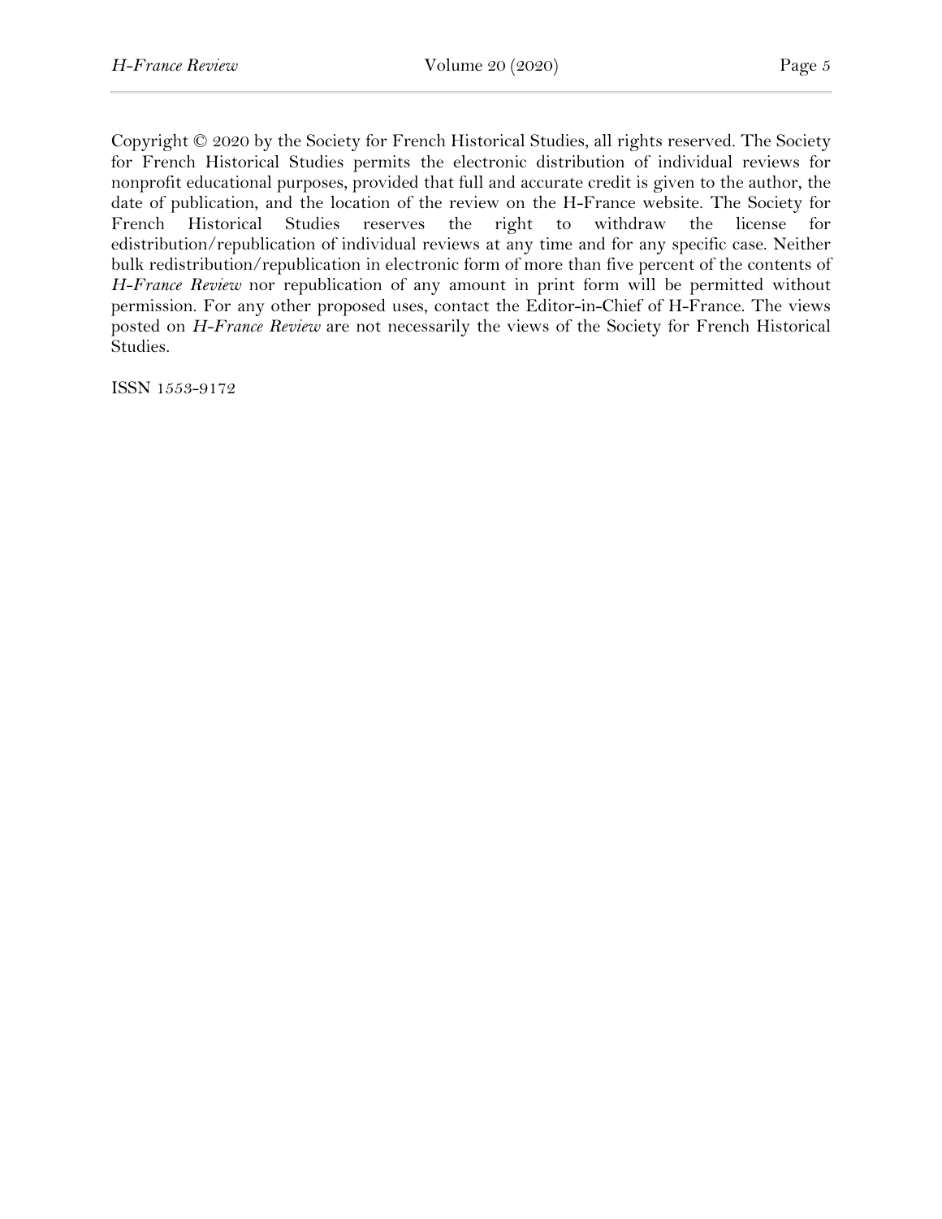Copyright © 2020 by the Society for French Historical Studies, all rights reserved. The Society for French Historical Studies permits the electronic distribution of individual reviews for nonprofit educational purposes, provided that full and accurate credit is given to the author, the date of publication, and the location of the review on the H-France website. The Society for French Historical Studies reserves the right to withdraw the license for edistribution/republication of individual reviews at any time and for any specific case. Neither bulk redistribution/republication in electronic form of more than five percent of the contents of *H-France Review* nor republication of any amount in print form will be permitted without permission. For any other proposed uses, contact the Editor-in-Chief of H-France. The views posted on *H-France Review* are not necessarily the views of the Society for French Historical Studies.

ISSN 1553-9172